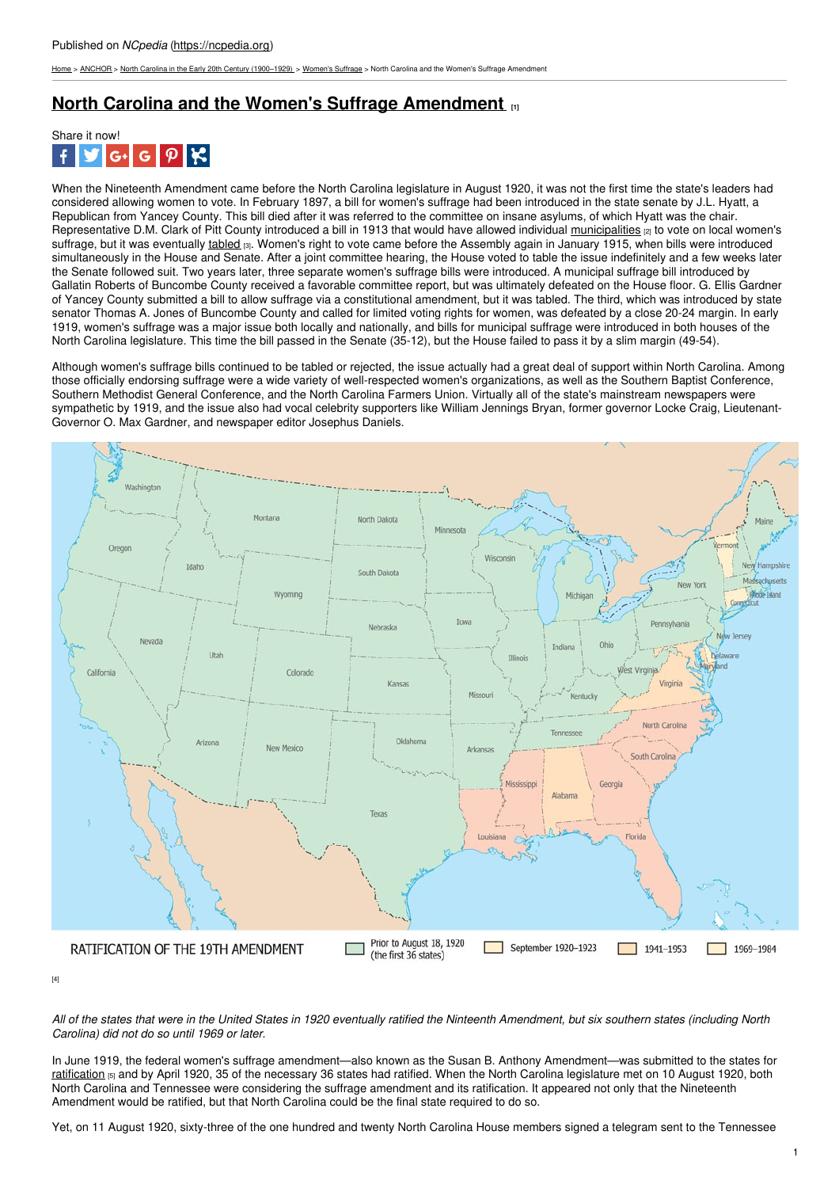Published on *NCpedia* (https://ncpedia.org)

Home > ANCHOR > North Carolina in the Early 20th Century (1900–1929) > Women's Suffrage > North Carolina and the Women's Suffrage Amendment

# North Carolina and the Women's Suffrage Amendment [1]

Share it now!

When the Nineteenth Amendment came before the North Carolina legislature in August 1920, it was not the first time the state's leaders had considered allowing women to vote. In February 1897, a bill for women's suffrage had been introduced in the state senate by J.L. Hyatt, a Republican from Yancey County. This bill died after it was referred to the committee on insane asylums, of which Hyatt was the chair. Representative D.M. Clark of Pitt County introduced a bill in 1913 that would have allowed individual municipalities [2] to vote on local women's suffrage, but it was eventually tabled [3]. Women's right to vote came before the Assembly again in January 1915, when bills were introduced simultaneously in the House and Senate. After a joint committee hearing, the House voted to table the issue indefinitely and a few weeks later the Senate followed suit. Two years later, three separate women's suffrage bills were introduced. A municipal suffrage bill introduced by Gallatin Roberts of Buncombe County received a favorable committee report, but was ultimately defeated on the House floor. G. Ellis Gardner of Yancey County submitted a bill to allow suffrage via a constitutional amendment, but it was tabled. The third, which was introduced by state senator Thomas A. Jones of Buncombe County and called for limited voting rights for women, was defeated by a close 20-24 margin. In early 1919, women's suffrage was a major issue both locally and nationally, and bills for municipal suffrage were introduced in both houses of the North Carolina legislature. This time the bill passed in the Senate (35-12), but the House failed to pass it by a slim margin (49-54).

Although women's suffrage bills continued to be tabled or rejected, the issue actually had a great deal of support within North Carolina. Among those officially endorsing suffrage were a wide variety of well-respected women's organizations, as well as the Southern Baptist Conference, Southern Methodist General Conference, and the North Carolina Farmers Union. Virtually all of the state's mainstream newspapers were sympathetic by 1919, and the issue also had vocal celebrity supporters like William Jennings Bryan, former governor Locke Craig, Lieutenant-Governor O. Max Gardner, and newspaper editor Josephus Daniels.

[4]

*All of the states that were in the United States in 1920 eventually ratified the Ninteenth Amendment, but six southern states (including North Carolina) did not do so until 1969 or later.*

In June 1919, the federal women's suffrage amendment—also known as the Susan B. Anthony Amendment—was submitted to the states for ratification [5] and by April 1920, 35 of the necessary 36 states had ratified. When the North Carolina legislature met on 10 August 1920, both North Carolina and Tennessee were considering the suffrage amendment and its ratification. It appeared not only that the Nineteenth Amendment would be ratified, but that North Carolina could be the final state required to do so.

Yet, on 11 August 1920, sixty-three of the one hundred and twenty North Carolina House members signed a telegram sent to the Tennessee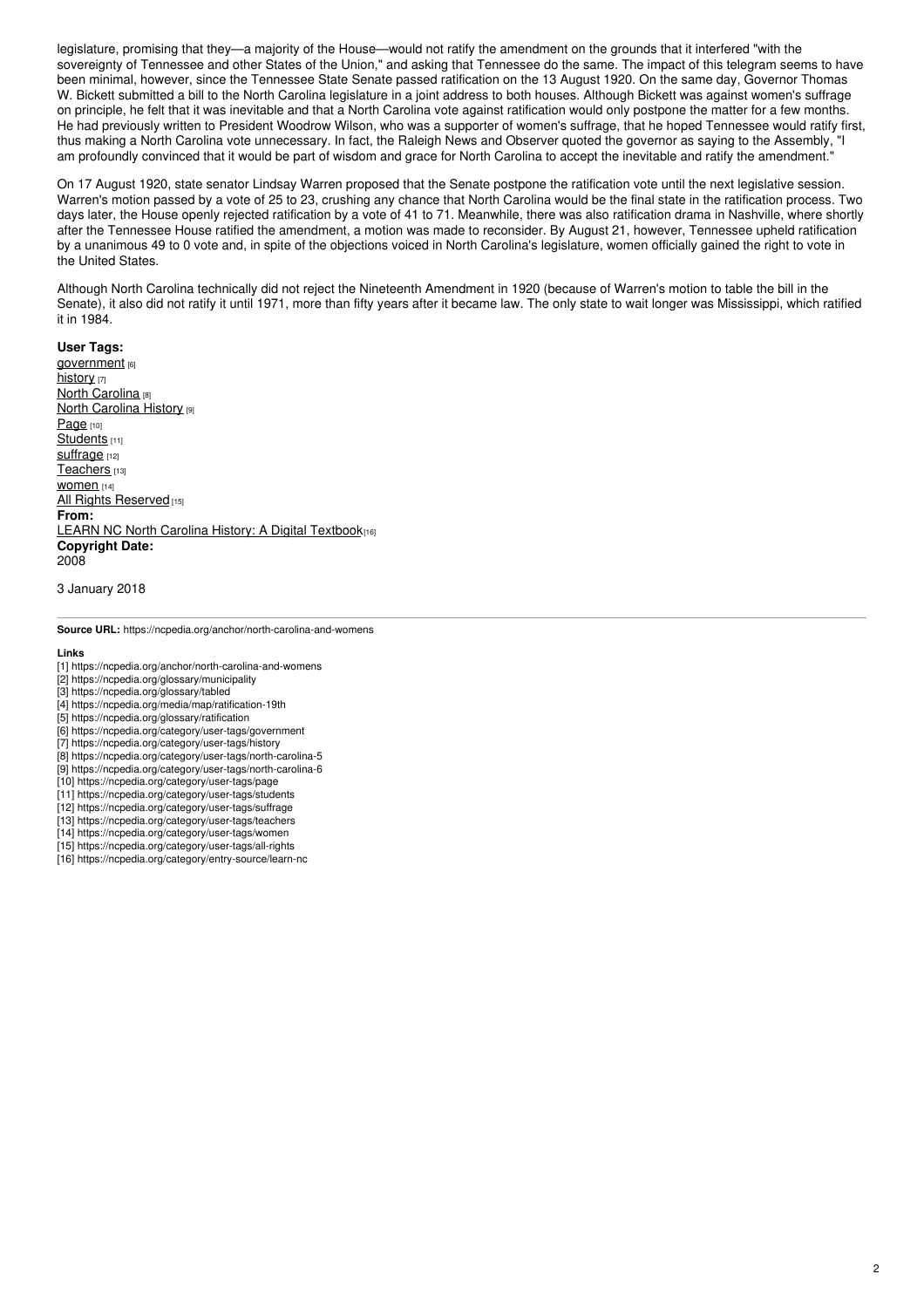legislature, promising that they—a majority of the House—would not ratify the amendment on the grounds that it interfered "with the sovereignty of Tennessee and other States of the Union," and asking that Tennessee do the same. The impact of this telegram seems to have been minimal, however, since the Tennessee State Senate passed ratification on the 13 August 1920. On the same day, Governor Thomas W. Bickett submitted a bill to the North Carolina legislature in a joint address to both houses. Although Bickett was against women's suffrage on principle, he felt that it was inevitable and that a North Carolina vote against ratification would only postpone the matter for a few months. He had previously written to President Woodrow Wilson, who was a supporter of women's suffrage, that he hoped Tennessee would ratify first, thus making a North Carolina vote unnecessary. In fact, the Raleigh News and Observer quoted the governor as saying to the Assembly, "I am profoundly convinced that it would be part of wisdom and grace for North Carolina to accept the inevitable and ratify the amendment."

On 17 August 1920, state senator Lindsay Warren proposed that the Senate postpone the ratification vote until the next legislative session. Warren's motion passed by a vote of 25 to 23, crushing any chance that North Carolina would be the final state in the ratification process. Two days later, the House openly rejected ratification by a vote of 41 to 71. Meanwhile, there was also ratification drama in Nashville, where shortly after the Tennessee House ratified the amendment, a motion was made to reconsider. By August 21, however, Tennessee upheld ratification by a unanimous 49 to 0 vote and, in spite of the objections voiced in North Carolina's legislature, women officially gained the right to vote in the United States.

Although North Carolina technically did not reject the Nineteenth Amendment in 1920 (because of Warren's motion to table the bill in the Senate), it also did not ratify it until 1971, more than fifty years after it became law. The only state to wait longer was Mississippi, which ratified it in 1984.

**User Tags:**
government [6]
history [7]
North Carolina [8]
North Carolina History [9]
Page [10]
Students [11]
suffrage [12]
Teachers [13]
women [14]
All Rights Reserved [15]
**From:**
LEARN NC North Carolina History: A Digital Textbook [16]
**Copyright Date:**
2008

3 January 2018

**Source URL:** https://ncpedia.org/anchor/north-carolina-and-womens

**Links**
[1] https://ncpedia.org/anchor/north-carolina-and-womens
[2] https://ncpedia.org/glossary/municipality
[3] https://ncpedia.org/glossary/tabled
[4] https://ncpedia.org/media/map/ratification-19th
[5] https://ncpedia.org/glossary/ratification
[6] https://ncpedia.org/category/user-tags/government
[7] https://ncpedia.org/category/user-tags/history
[8] https://ncpedia.org/category/user-tags/north-carolina-5
[9] https://ncpedia.org/category/user-tags/north-carolina-6
[10] https://ncpedia.org/category/user-tags/page
[11] https://ncpedia.org/category/user-tags/students
[12] https://ncpedia.org/category/user-tags/suffrage
[13] https://ncpedia.org/category/user-tags/teachers
[14] https://ncpedia.org/category/user-tags/women
[15] https://ncpedia.org/category/user-tags/all-rights
[16] https://ncpedia.org/category/entry-source/learn-nc